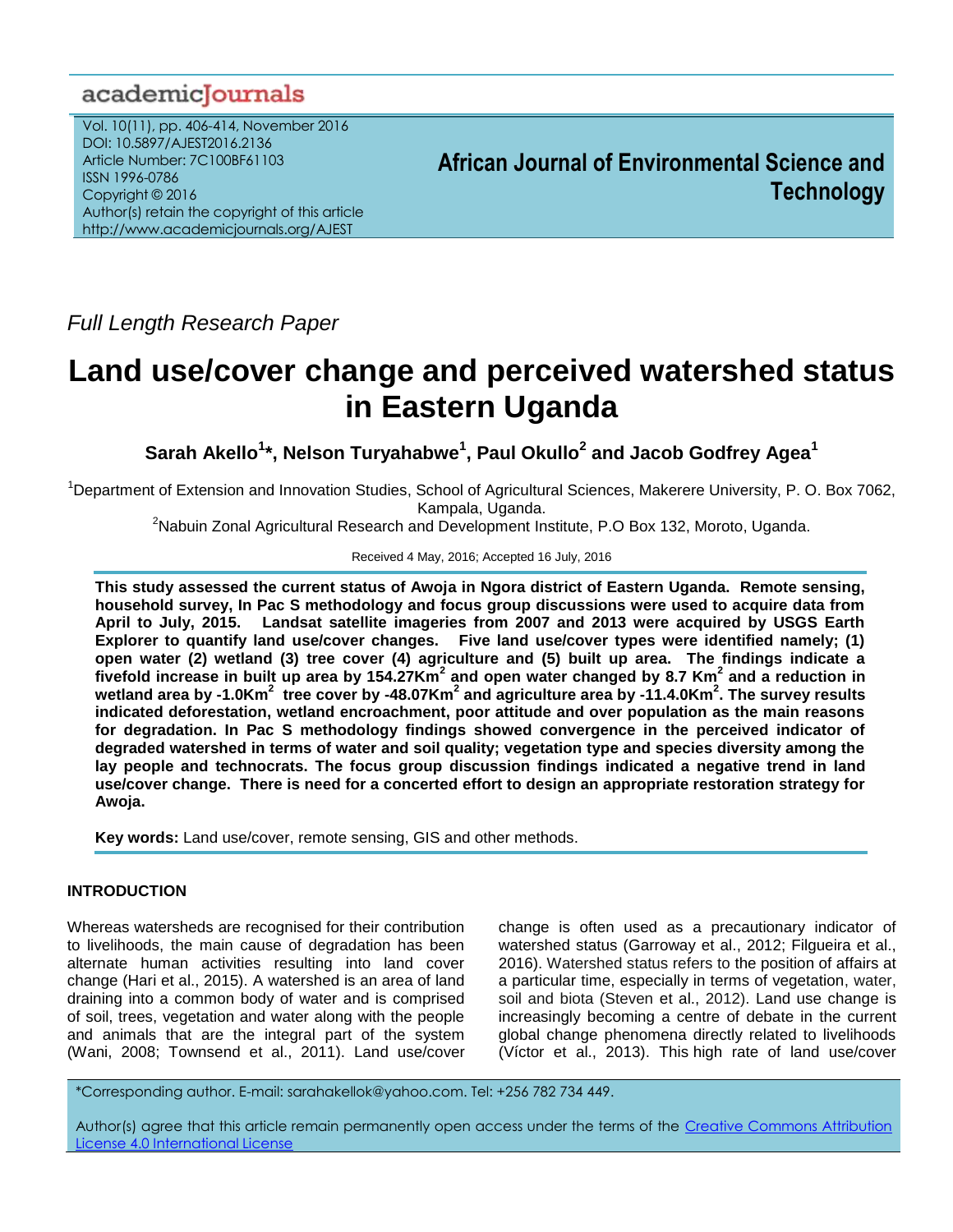Full Length Research Paper

# Land use/cover change and perceived watershed status in Eastern Uganda

**Sarah Akello[1]*, Nelson Turyahabwe[1], Paul Okullo[2] and Jacob Godfrey Agea[1]**

[1]Department of Extension and Innovation Studies, School of Agricultural Sciences, Makerere University, P. O. Box 7062, Kampala, Uganda.

[2]Nabuin Zonal Agricultural Research and Development Institute, P.O Box 132, Moroto, Uganda.

Received 4 May, 2016; Accepted 16 July, 2016

**This study assessed the current status of Awoja in Ngora district of Eastern Uganda. Remote sensing, household survey, In Pac S methodology and focus group discussions were used to acquire data from April to July, 2015. Landsat satellite imageries from 2007 and 2013 were acquired by USGS Earth Explorer to quantify land use/cover changes. Five land use/cover types were identified namely; (1) open water (2) wetland (3) tree cover (4) agriculture and (5) built up area. The findings indicate a fivefold increase in built up area by 154.27Km$^2$ and open water changed by 8.7 Km$^2$ and a reduction in wetland area by -1.0Km$^2$ tree cover by -48.07Km$^2$ and agriculture area by -11.4.0Km$^2$. The survey results indicated deforestation, wetland encroachment, poor attitude and over population as the main reasons for degradation. In Pac S methodology findings showed convergence in the perceived indicator of degraded watershed in terms of water and soil quality; vegetation type and species diversity among the lay people and technocrats. The focus group discussion findings indicated a negative trend in land use/cover change. There is need for a concerted effort to design an appropriate restoration strategy for Awoja.**

**Key words:** Land use/cover, remote sensing, GIS and other methods.

## INTRODUCTION

Whereas watersheds are recognised for their contribution to livelihoods, the main cause of degradation has been alternate human activities resulting into land cover change (Hari et al., 2015). A watershed is an area of land draining into a common body of water and is comprised of soil, trees, vegetation and water along with the people and animals that are the integral part of the system (Wani, 2008; Townsend et al., 2011). Land use/cover change is often used as a precautionary indicator of watershed status (Garroway et al., 2012; Filgueira et al., 2016). Watershed status refers to the position of affairs at a particular time, especially in terms of vegetation, water, soil and biota (Steven et al., 2012). Land use change is increasingly becoming a centre of debate in the current global change phenomena directly related to livelihoods (Víctor et al., 2013). This high rate of land use/cover

*Corresponding author. E-mail: sarahakellok@yahoo.com. Tel: +256 782 734 449.

Author(s) agree that this article remain permanently open access under the terms of the Creative Commons Attribution License 4.0 International License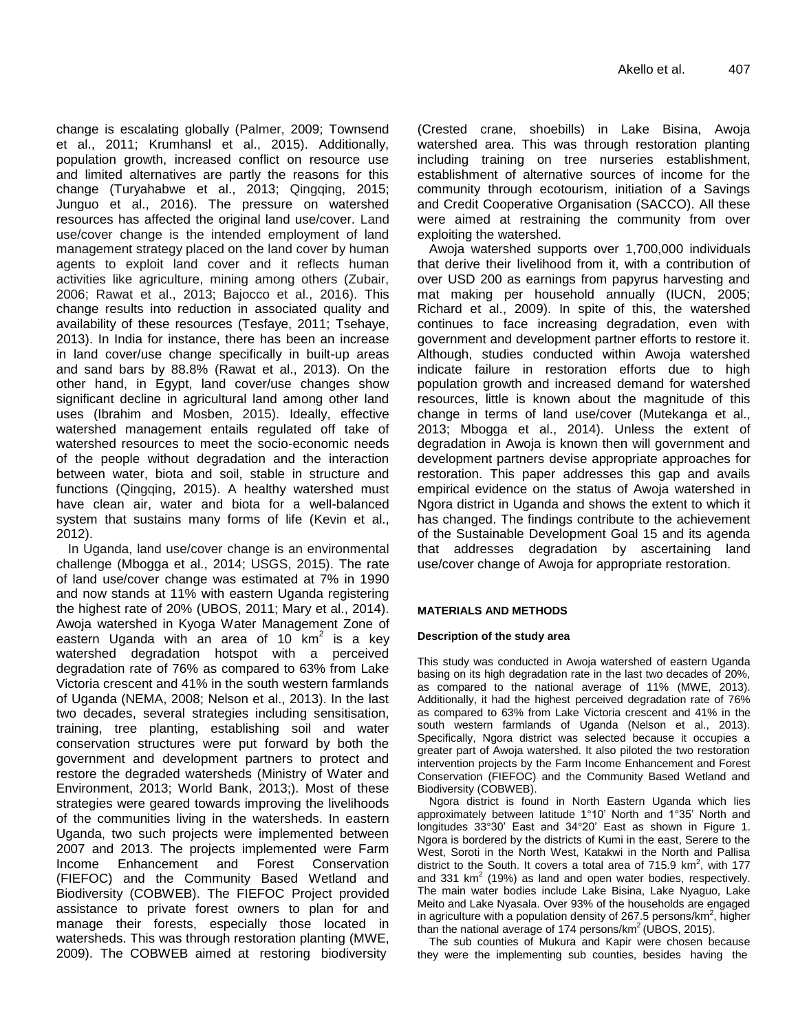change is escalating globally (Palmer, 2009; Townsend et al., 2011; Krumhansl et al., 2015). Additionally, population growth, increased conflict on resource use and limited alternatives are partly the reasons for this change (Turyahabwe et al., 2013; Qingqing, 2015; Junguo et al., 2016). The pressure on watershed resources has affected the original land use/cover. Land use/cover change is the intended employment of land management strategy placed on the land cover by human agents to exploit land cover and it reflects human activities like agriculture, mining among others (Zubair, 2006; Rawat et al., 2013; Bajocco et al., 2016). This change results into reduction in associated quality and availability of these resources (Tesfaye, 2011; Tsehaye, 2013). In India for instance, there has been an increase in land cover/use change specifically in built-up areas and sand bars by 88.8% (Rawat et al., 2013). On the other hand, in Egypt, land cover/use changes show significant decline in agricultural land among other land uses (Ibrahim and Mosben, 2015). Ideally, effective watershed management entails regulated off take of watershed resources to meet the socio-economic needs of the people without degradation and the interaction between water, biota and soil, stable in structure and functions (Qingqing, 2015). A healthy watershed must have clean air, water and biota for a well-balanced system that sustains many forms of life (Kevin et al., 2012).

In Uganda, land use/cover change is an environmental challenge (Mbogga et al., 2014; USGS, 2015). The rate of land use/cover change was estimated at 7% in 1990 and now stands at 11% with eastern Uganda registering the highest rate of 20% (UBOS, 2011; Mary et al., 2014). Awoja watershed in Kyoga Water Management Zone of eastern Uganda with an area of 10 km$^2$ is a key watershed degradation hotspot with a perceived degradation rate of 76% as compared to 63% from Lake Victoria crescent and 41% in the south western farmlands of Uganda (NEMA, 2008; Nelson et al., 2013). In the last two decades, several strategies including sensitisation, training, tree planting, establishing soil and water conservation structures were put forward by both the government and development partners to protect and restore the degraded watersheds (Ministry of Water and Environment, 2013; World Bank, 2013;). Most of these strategies were geared towards improving the livelihoods of the communities living in the watersheds. In eastern Uganda, two such projects were implemented between 2007 and 2013. The projects implemented were Farm Income Enhancement and Forest Conservation (FIEFOC) and the Community Based Wetland and Biodiversity (COBWEB). The FIEFOC Project provided assistance to private forest owners to plan for and manage their forests, especially those located in watersheds. This was through restoration planting (MWE, 2009). The COBWEB aimed at restoring biodiversity (Crested crane, shoebills) in Lake Bisina, Awoja watershed area. This was through restoration planting including training on tree nurseries establishment, establishment of alternative sources of income for the community through ecotourism, initiation of a Savings and Credit Cooperative Organisation (SACCO). All these were aimed at restraining the community from over exploiting the watershed.

Awoja watershed supports over 1,700,000 individuals that derive their livelihood from it, with a contribution of over USD 200 as earnings from papyrus harvesting and mat making per household annually (IUCN, 2005; Richard et al., 2009). In spite of this, the watershed continues to face increasing degradation, even with government and development partner efforts to restore it. Although, studies conducted within Awoja watershed indicate failure in restoration efforts due to high population growth and increased demand for watershed resources, little is known about the magnitude of this change in terms of land use/cover (Mutekanga et al., 2013; Mbogga et al., 2014). Unless the extent of degradation in Awoja is known then will government and development partners devise appropriate approaches for restoration. This paper addresses this gap and avails empirical evidence on the status of Awoja watershed in Ngora district in Uganda and shows the extent to which it has changed. The findings contribute to the achievement of the Sustainable Development Goal 15 and its agenda that addresses degradation by ascertaining land use/cover change of Awoja for appropriate restoration.

## MATERIALS AND METHODS

### Description of the study area

This study was conducted in Awoja watershed of eastern Uganda basing on its high degradation rate in the last two decades of 20%, as compared to the national average of 11% (MWE, 2013). Additionally, it had the highest perceived degradation rate of 76% as compared to 63% from Lake Victoria crescent and 41% in the south western farmlands of Uganda (Nelson et al., 2013). Specifically, Ngora district was selected because it occupies a greater part of Awoja watershed. It also piloted the two restoration intervention projects by the Farm Income Enhancement and Forest Conservation (FIEFOC) and the Community Based Wetland and Biodiversity (COBWEB).

Ngora district is found in North Eastern Uganda which lies approximately between latitude 1°10' North and 1°35' North and longitudes 33°30' East and 34°20' East as shown in Figure 1. Ngora is bordered by the districts of Kumi in the east, Serere to the West, Soroti in the North West, Katakwi in the North and Pallisa district to the South. It covers a total area of 715.9 km$^2$, with 177 and 331 km$^2$ (19%) as land and open water bodies, respectively. The main water bodies include Lake Bisina, Lake Nyaguo, Lake Meito and Lake Nyasala. Over 93% of the households are engaged in agriculture with a population density of 267.5 persons/km$^2$, higher than the national average of 174 persons/km$^2$ (UBOS, 2015).

The sub counties of Mukura and Kapir were chosen because they were the implementing sub counties, besides having the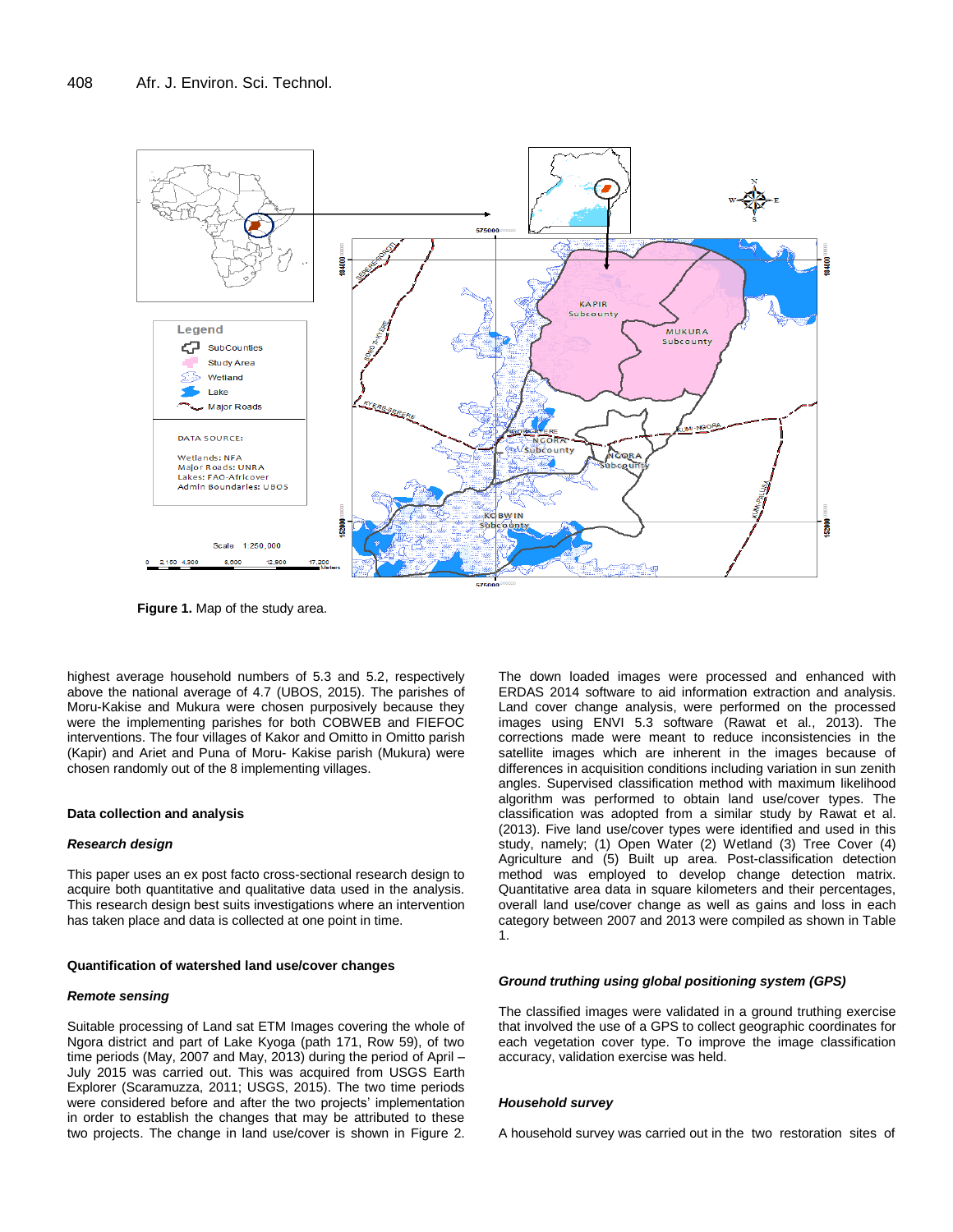Figure 1. Map of the study area.

highest average household numbers of 5.3 and 5.2, respectively above the national average of 4.7 (UBOS, 2015). The parishes of Moru-Kakise and Mukura were chosen purposively because they were the implementing parishes for both COBWEB and FIEFOC interventions. The four villages of Kakor and Omitto in Omitto parish (Kapir) and Ariet and Puna of Moru- Kakise parish (Mukura) were chosen randomly out of the 8 implementing villages.

**Data collection and analysis**

***Research design***

This paper uses an ex post facto cross-sectional research design to acquire both quantitative and qualitative data used in the analysis. This research design best suits investigations where an intervention has taken place and data is collected at one point in time.

**Quantification of watershed land use/cover changes**

***Remote sensing***

Suitable processing of Land sat ETM Images covering the whole of Ngora district and part of Lake Kyoga (path 171, Row 59), of two time periods (May, 2007 and May, 2013) during the period of April – July 2015 was carried out. This was acquired from USGS Earth Explorer (Scaramuzza, 2011; USGS, 2015). The two time periods were considered before and after the two projects' implementation in order to establish the changes that may be attributed to these two projects. The change in land use/cover is shown in Figure 2. The down loaded images were processed and enhanced with ERDAS 2014 software to aid information extraction and analysis. Land cover change analysis, were performed on the processed images using ENVI 5.3 software (Rawat et al., 2013). The corrections made were meant to reduce inconsistencies in the satellite images which are inherent in the images because of differences in acquisition conditions including variation in sun zenith angles. Supervised classification method with maximum likelihood algorithm was performed to obtain land use/cover types. The classification was adopted from a similar study by Rawat et al. (2013). Five land use/cover types were identified and used in this study, namely; (1) Open Water (2) Wetland (3) Tree Cover (4) Agriculture and (5) Built up area. Post-classification detection method was employed to develop change detection matrix. Quantitative area data in square kilometers and their percentages, overall land use/cover change as well as gains and loss in each category between 2007 and 2013 were compiled as shown in Table 1.

***Ground truthing using global positioning system (GPS)***

The classified images were validated in a ground truthing exercise that involved the use of a GPS to collect geographic coordinates for each vegetation cover type. To improve the image classification accuracy, validation exercise was held.

***Household survey***

A household survey was carried out in the two restoration sites of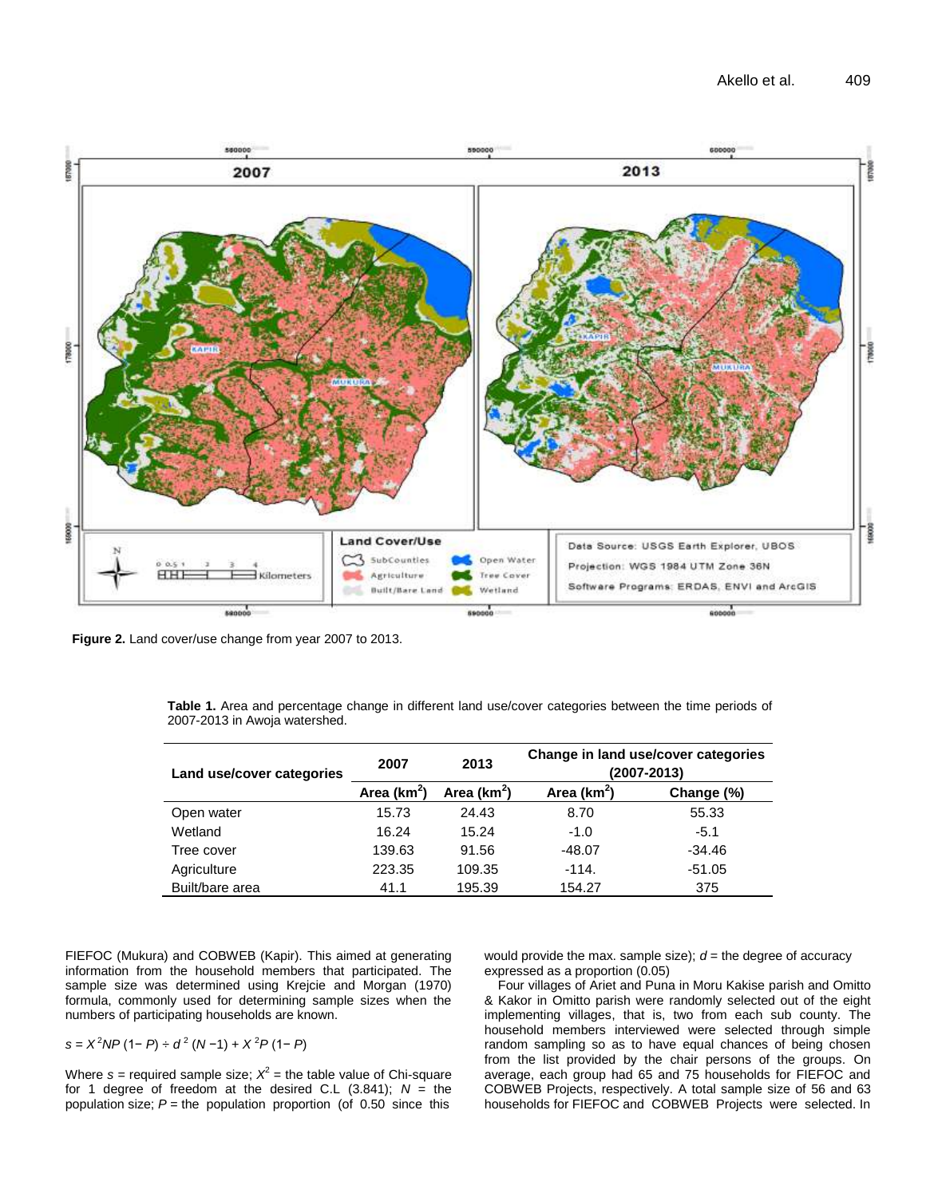Figure 2. Land cover/use change from year 2007 to 2013.

**Table 1.** Area and percentage change in different land use/cover categories between the time periods of 2007-2013 in Awoja watershed.

| Land use/cover categories | 2007 | 2013 | Change in land use/cover categories (2007-2013) | |
|---|---|---|---|---|
| | Area (km$^2$) | Area (km$^2$) | Area (km$^2$) | Change (%) |
| Open water | 15.73 | 24.43 | 8.70 | 55.33 |
| Wetland | 16.24 | 15.24 | -1.0 | -5.1 |
| Tree cover | 139.63 | 91.56 | -48.07 | -34.46 |
| Agriculture | 223.35 | 109.35 | -114. | -51.05 |
| Built/bare area | 41.1 | 195.39 | 154.27 | 375 |

FIEFOC (Mukura) and COBWEB (Kapir). This aimed at generating information from the household members that participated. The sample size was determined using Krejcie and Morgan (1970) formula, commonly used for determining sample sizes when the numbers of participating households are known.

$$s = X^2NP(1-P) \div d^2(N-1) + X^2P(1-P)$$

Where $s$ = required sample size; $X^2$ = the table value of Chi-square for 1 degree of freedom at the desired C.L (3.841); $N$ = the population size; $P$ = the population proportion (of 0.50 since this would provide the max. sample size); $d$ = the degree of accuracy expressed as a proportion (0.05)

Four villages of Ariet and Puna in Moru Kakise parish and Omitto & Kakor in Omitto parish were randomly selected out of the eight implementing villages, that is, two from each sub county. The household members interviewed were selected through simple random sampling so as to have equal chances of being chosen from the list provided by the chair persons of the groups. On average, each group had 65 and 75 households for FIEFOC and COBWEB Projects, respectively. A total sample size of 56 and 63 households for FIEFOC and COBWEB Projects were selected. In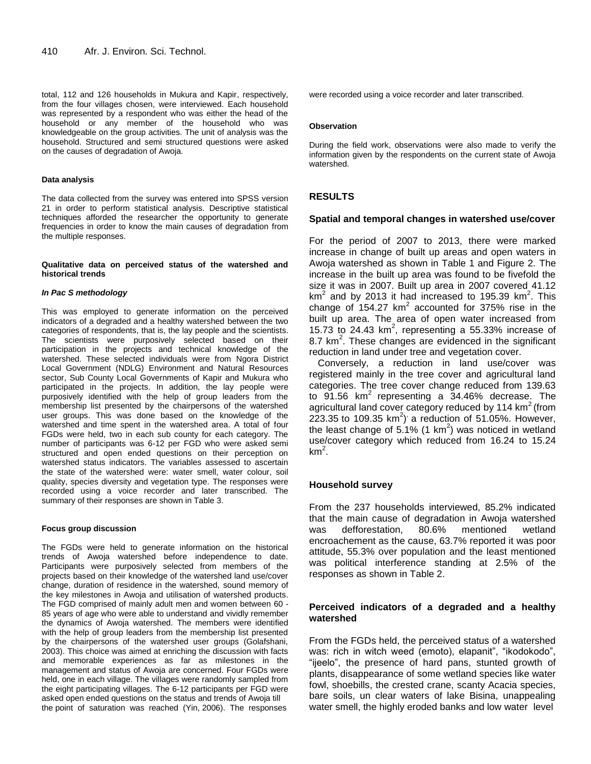total, 112 and 126 households in Mukura and Kapir, respectively, from the four villages chosen, were interviewed. Each household was represented by a respondent who was either the head of the household or any member of the household who was knowledgeable on the group activities. The unit of analysis was the household. Structured and semi structured questions were asked on the causes of degradation of Awoja.

#### Data analysis

The data collected from the survey was entered into SPSS version 21 in order to perform statistical analysis. Descriptive statistical techniques afforded the researcher the opportunity to generate frequencies in order to know the main causes of degradation from the multiple responses.

#### Qualitative data on perceived status of the watershed and historical trends

##### *In Pac S methodology*

This was employed to generate information on the perceived indicators of a degraded and a healthy watershed between the two categories of respondents, that is, the lay people and the scientists. The scientists were purposively selected based on their participation in the projects and technical knowledge of the watershed. These selected individuals were from Ngora District Local Government (NDLG) Environment and Natural Resources sector, Sub County Local Governments of Kapir and Mukura who participated in the projects. In addition, the lay people were purposively identified with the help of group leaders from the membership list presented by the chairpersons of the watershed user groups. This was done based on the knowledge of the watershed and time spent in the watershed area. A total of four FGDs were held, two in each sub county for each category. The number of participants was 6-12 per FGD who were asked semi structured and open ended questions on their perception on watershed status indicators. The variables assessed to ascertain the state of the watershed were: water smell, water colour, soil quality, species diversity and vegetation type. The responses were recorded using a voice recorder and later transcribed. The summary of their responses are shown in Table 3.

#### Focus group discussion

The FGDs were held to generate information on the historical trends of Awoja watershed before independence to date. Participants were purposively selected from members of the projects based on their knowledge of the watershed land use/cover change, duration of residence in the watershed, sound memory of the key milestones in Awoja and utilisation of watershed products. The FGD comprised of mainly adult men and women between 60 - 85 years of age who were able to understand and vividly remember the dynamics of Awoja watershed. The members were identified with the help of group leaders from the membership list presented by the chairpersons of the watershed user groups (Golafshani, 2003). This choice was aimed at enriching the discussion with facts and memorable experiences as far as milestones in the management and status of Awoja are concerned. Four FGDs were held, one in each village. The villages were randomly sampled from the eight participating villages. The 6-12 participants per FGD were asked open ended questions on the status and trends of Awoja till the point of saturation was reached (Yin, 2006). The responses were recorded using a voice recorder and later transcribed.

#### Observation

During the field work, observations were also made to verify the information given by the respondents on the current state of Awoja watershed.

## RESULTS

### Spatial and temporal changes in watershed use/cover

For the period of 2007 to 2013, there were marked increase in change of built up areas and open waters in Awoja watershed as shown in Table 1 and Figure 2. The increase in the built up area was found to be fivefold the size it was in 2007. Built up area in 2007 covered 41.12 $km^2$ and by 2013 it had increased to 195.39 $km^2$. This change of 154.27 $km^2$ accounted for 375% rise in the built up area. The area of open water increased from 15.73 to 24.43 $km^2$, representing a 55.33% increase of 8.7 $km^2$. These changes are evidenced in the significant reduction in land under tree and vegetation cover.

Conversely, a reduction in land use/cover was registered mainly in the tree cover and agricultural land categories. The tree cover change reduced from 139.63 to 91.56 $km^2$ representing a 34.46% decrease. The agricultural land cover category reduced by 114 $km^2$ (from 223.35 to 109.35 $km^2$)' a reduction of 51.05%. However, the least change of 5.1% (1 $km^2$) was noticed in wetland use/cover category which reduced from 16.24 to 15.24 $km^2$.

### Household survey

From the 237 households interviewed, 85.2% indicated that the main cause of degradation in Awoja watershed was defforestation, 80.6% mentioned wetland encroachement as the cause, 63.7% reported it was poor attitude, 55.3% over population and the least mentioned was political interference standing at 2.5% of the responses as shown in Table 2.

### Perceived indicators of a degraded and a healthy watershed

From the FGDs held, the perceived status of a watershed was: rich in witch weed (emoto), elapanit", "ikodokodo", "ijeelo", the presence of hard pans, stunted growth of plants, disappearance of some wetland species like water fowl, shoebills, the crested crane, scanty Acacia species, bare soils, un clear waters of lake Bisina, unappealing water smell, the highly eroded banks and low water level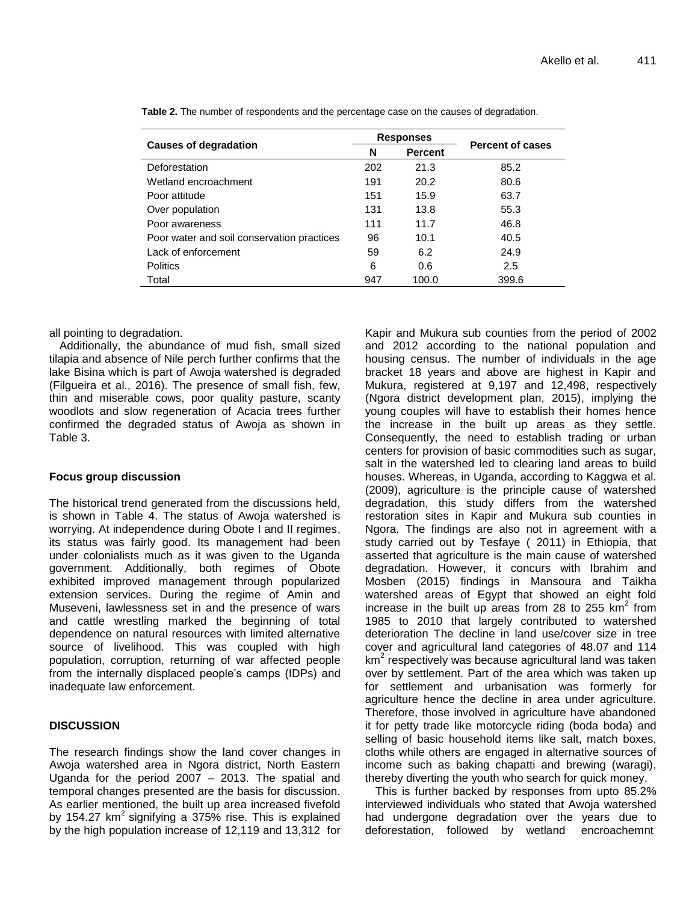**Table 2.** The number of respondents and the percentage case on the causes of degradation.

| Causes of degradation | Responses | | Percent of cases |
|---|---|---|---|
| | N | Percent | |
| Deforestation | 202 | 21.3 | 85.2 |
| Wetland encroachment | 191 | 20.2 | 80.6 |
| Poor attitude | 151 | 15.9 | 63.7 |
| Over population | 131 | 13.8 | 55.3 |
| Poor awareness | 111 | 11.7 | 46.8 |
| Poor water and soil conservation practices | 96 | 10.1 | 40.5 |
| Lack of enforcement | 59 | 6.2 | 24.9 |
| Politics | 6 | 0.6 | 2.5 |
| Total | 947 | 100.0 | 399.6 |

all pointing to degradation.

Additionally, the abundance of mud fish, small sized tilapia and absence of Nile perch further confirms that the lake Bisina which is part of Awoja watershed is degraded (Filgueira et al., 2016). The presence of small fish, few, thin and miserable cows, poor quality pasture, scanty woodlots and slow regeneration of Acacia trees further confirmed the degraded status of Awoja as shown in Table 3.

### Focus group discussion

The historical trend generated from the discussions held, is shown in Table 4. The status of Awoja watershed is worrying. At independence during Obote I and II regimes, its status was fairly good. Its management had been under colonialists much as it was given to the Uganda government. Additionally, both regimes of Obote exhibited improved management through popularized extension services. During the regime of Amin and Museveni, lawlessness set in and the presence of wars and cattle wrestling marked the beginning of total dependence on natural resources with limited alternative source of livelihood. This was coupled with high population, corruption, returning of war affected people from the internally displaced people's camps (IDPs) and inadequate law enforcement.

## DISCUSSION

The research findings show the land cover changes in Awoja watershed area in Ngora district, North Eastern Uganda for the period 2007 – 2013. The spatial and temporal changes presented are the basis for discussion. As earlier mentioned, the built up area increased fivefold by 154.27 km$^2$ signifying a 375% rise. This is explained by the high population increase of 12,119 and 13,312 for Kapir and Mukura sub counties from the period of 2002 and 2012 according to the national population and housing census. The number of individuals in the age bracket 18 years and above are highest in Kapir and Mukura, registered at 9,197 and 12,498, respectively (Ngora district development plan, 2015), implying the young couples will have to establish their homes hence the increase in the built up areas as they settle. Consequently, the need to establish trading or urban centers for provision of basic commodities such as sugar, salt in the watershed led to clearing land areas to build houses. Whereas, in Uganda, according to Kaggwa et al. (2009), agriculture is the principle cause of watershed degradation, this study differs from the watershed restoration sites in Kapir and Mukura sub counties in Ngora. The findings are also not in agreement with a study carried out by Tesfaye ( 2011) in Ethiopia, that asserted that agriculture is the main cause of watershed degradation. However, it concurs with Ibrahim and Mosben (2015) findings in Mansoura and Taikha watershed areas of Egypt that showed an eight fold increase in the built up areas from 28 to 255 km$^2$ from 1985 to 2010 that largely contributed to watershed deterioration The decline in land use/cover size in tree cover and agricultural land categories of 48.07 and 114 km$^2$ respectively was because agricultural land was taken over by settlement. Part of the area which was taken up for settlement and urbanisation was formerly for agriculture hence the decline in area under agriculture. Therefore, those involved in agriculture have abandoned it for petty trade like motorcycle riding (boda boda) and selling of basic household items like salt, match boxes, cloths while others are engaged in alternative sources of income such as baking chapatti and brewing (waragi), thereby diverting the youth who search for quick money.

This is further backed by responses from upto 85.2% interviewed individuals who stated that Awoja watershed had undergone degradation over the years due to deforestation, followed by wetland encroachemnt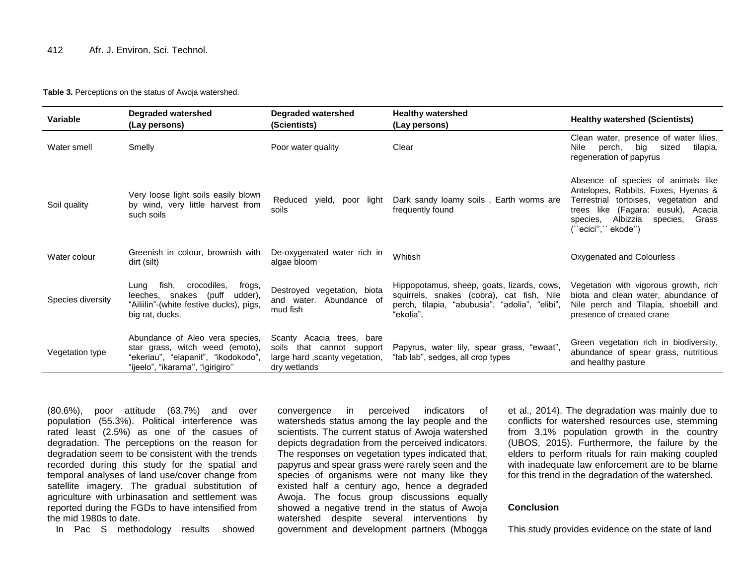**Table 3.** Perceptions on the status of Awoja watershed.

| Variable | Degraded watershed (Lay persons) | Degraded watershed (Scientists) | Healthy watershed (Lay persons) | Healthy watershed (Scientists) |
|---|---|---|---|---|
| Water smell | Smelly | Poor water quality | Clear | Clean water, presence of water lilies, Nile perch, big sized tilapia, regeneration of papyrus |
| Soil quality | Very loose light soils easily blown by wind, very little harvest from such soils | Reduced yield, poor light soils | Dark sandy loamy soils , Earth worms are frequently found | Absence of species of animals like Antelopes, Rabbits, Foxes, Hyenas & Terrestrial tortoises, vegetation and trees like (Fagara: eusuk), Acacia species, Albizzia species, Grass (``ecici'',`` ekode'') |
| Water colour | Greenish in colour, brownish with dirt (silt) | De-oxygenated water rich in algae bloom | Whitish | Oxygenated and Colourless |
| Species diversity | Lung fish, crocodiles, frogs, leeches, snakes (puff udder), "Ailiilin"-(white festive ducks), pigs, big rat, ducks. | Destroyed vegetation, biota and water. Abundance of mud fish | Hippopotamus, sheep, goats, lizards, cows, squirrels, snakes (cobra), cat fish, Nile perch, tilapia, "abubusia", "adolia", "elibi", "ekolia", | Vegetation with vigorous growth, rich biota and clean water, abundance of Nile perch and Tilapia, shoebill and presence of created crane |
| Vegetation type | Abundance of Aleo vera species, star grass, witch weed (emoto), "ekeriau", "elapanit", "ikodokodo", "ijeelo", "ikarama'', "igirigiro'' | Scanty Acacia trees, bare soils that cannot support large hard ,scanty vegetation, dry wetlands | Papyrus, water lily, spear grass, "ewaat", "lab lab", sedges, all crop types | Green vegetation rich in biodiversity, abundance of spear grass, nutritious and healthy pasture |

(80.6%), poor attitude (63.7%) and over population (55.3%). Political interference was rated least (2.5%) as one of the casues of degradation. The perceptions on the reason for degradation seem to be consistent with the trends recorded during this study for the spatial and temporal analyses of land use/cover change from satellite imagery. The gradual substitution of agriculture with urbinasation and settlement was reported during the FGDs to have intensified from the mid 1980s to date.

In Pac S methodology results showed convergence in perceived indicators of watersheds status among the lay people and the scientists. The current status of Awoja watershed depicts degradation from the perceived indicators. The responses on vegetation types indicated that, papyrus and spear grass were rarely seen and the species of organisms were not many like they existed half a century ago, hence a degraded Awoja. The focus group discussions equally showed a negative trend in the status of Awoja watershed despite several interventions by government and development partners (Mbogga et al., 2014). The degradation was mainly due to conflicts for watershed resources use, stemming from 3.1% population growth in the country (UBOS, 2015). Furthermore, the failure by the elders to perform rituals for rain making coupled with inadequate law enforcement are to be blame for this trend in the degradation of the watershed.

## Conclusion

This study provides evidence on the state of land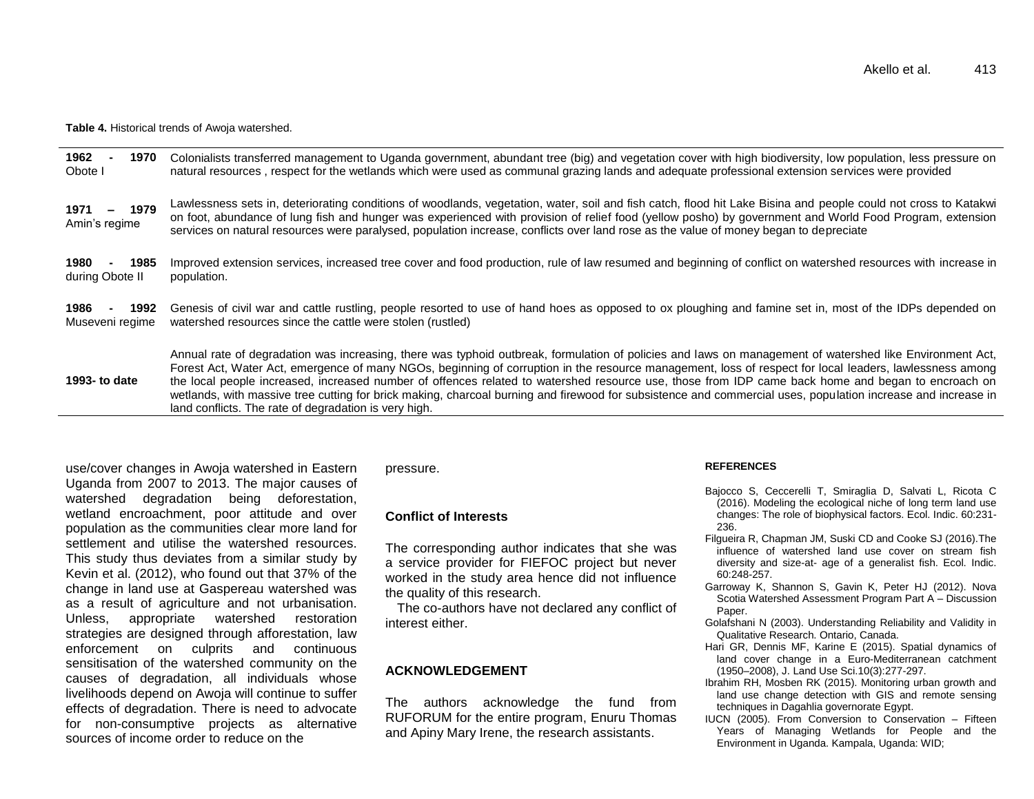**Table 4.** Historical trends of Awoja watershed.

| Period | Historical trends |
|---|---|
| **1962 - 1970** Obote I | Colonialists transferred management to Uganda government, abundant tree (big) and vegetation cover with high biodiversity, low population, less pressure on natural resources , respect for the wetlands which were used as communal grazing lands and adequate professional extension services were provided |
| **1971 – 1979** Amin's regime | Lawlessness sets in, deteriorating conditions of woodlands, vegetation, water, soil and fish catch, flood hit Lake Bisina and people could not cross to Katakwi on foot, abundance of lung fish and hunger was experienced with provision of relief food (yellow posho) by government and World Food Program, extension services on natural resources were paralysed, population increase, conflicts over land rose as the value of money began to depreciate |
| **1980 - 1985** during Obote II | Improved extension services, increased tree cover and food production, rule of law resumed and beginning of conflict on watershed resources with increase in population. |
| **1986 - 1992** Museveni regime | Genesis of civil war and cattle rustling, people resorted to use of hand hoes as opposed to ox ploughing and famine set in, most of the IDPs depended on watershed resources since the cattle were stolen (rustled) |
| **1993- to date** | Annual rate of degradation was increasing, there was typhoid outbreak, formulation of policies and laws on management of watershed like Environment Act, Forest Act, Water Act, emergence of many NGOs, beginning of corruption in the resource management, loss of respect for local leaders, lawlessness among the local people increased, increased number of offences related to watershed resource use, those from IDP came back home and began to encroach on wetlands, with massive tree cutting for brick making, charcoal burning and firewood for subsistence and commercial uses, population increase and increase in land conflicts. The rate of degradation is very high. |

use/cover changes in Awoja watershed in Eastern Uganda from 2007 to 2013. The major causes of watershed degradation being deforestation, wetland encroachment, poor attitude and over population as the communities clear more land for settlement and utilise the watershed resources. This study thus deviates from a similar study by Kevin et al. (2012), who found out that 37% of the change in land use at Gaspereau watershed was as a result of agriculture and not urbanisation. Unless, appropriate watershed restoration strategies are designed through afforestation, law enforcement on culprits and continuous sensitisation of the watershed community on the causes of degradation, all individuals whose livelihoods depend on Awoja will continue to suffer effects of degradation. There is need to advocate for non-consumptive projects as alternative sources of income order to reduce on the pressure.

## Conflict of Interests

The corresponding author indicates that she was a service provider for FIEFOC project but never worked in the study area hence did not influence the quality of this research.

The co-authors have not declared any conflict of interest either.

## ACKNOWLEDGEMENT

The authors acknowledge the fund from RUFORUM for the entire program, Enuru Thomas and Apiny Mary Irene, the research assistants.

## REFERENCES

Bajocco S, Ceccerelli T, Smiraglia D, Salvati L, Ricota C (2016). Modeling the ecological niche of long term land use changes: The role of biophysical factors. Ecol. Indic. 60:231-236.

Filgueira R, Chapman JM, Suski CD and Cooke SJ (2016).The influence of watershed land use cover on stream fish diversity and size-at- age of a generalist fish. Ecol. Indic. 60:248-257.

Garroway K, Shannon S, Gavin K, Peter HJ (2012). Nova Scotia Watershed Assessment Program Part A – Discussion Paper.

Golafshani N (2003). Understanding Reliability and Validity in Qualitative Research. Ontario, Canada.

Hari GR, Dennis MF, Karine E (2015). Spatial dynamics of land cover change in a Euro-Mediterranean catchment (1950–2008), J. Land Use Sci.10(3):277-297.

Ibrahim RH, Mosben RK (2015). Monitoring urban growth and land use change detection with GIS and remote sensing techniques in Dagahlia governorate Egypt.

IUCN (2005). From Conversion to Conservation – Fifteen Years of Managing Wetlands for People and the Environment in Uganda. Kampala, Uganda: WID;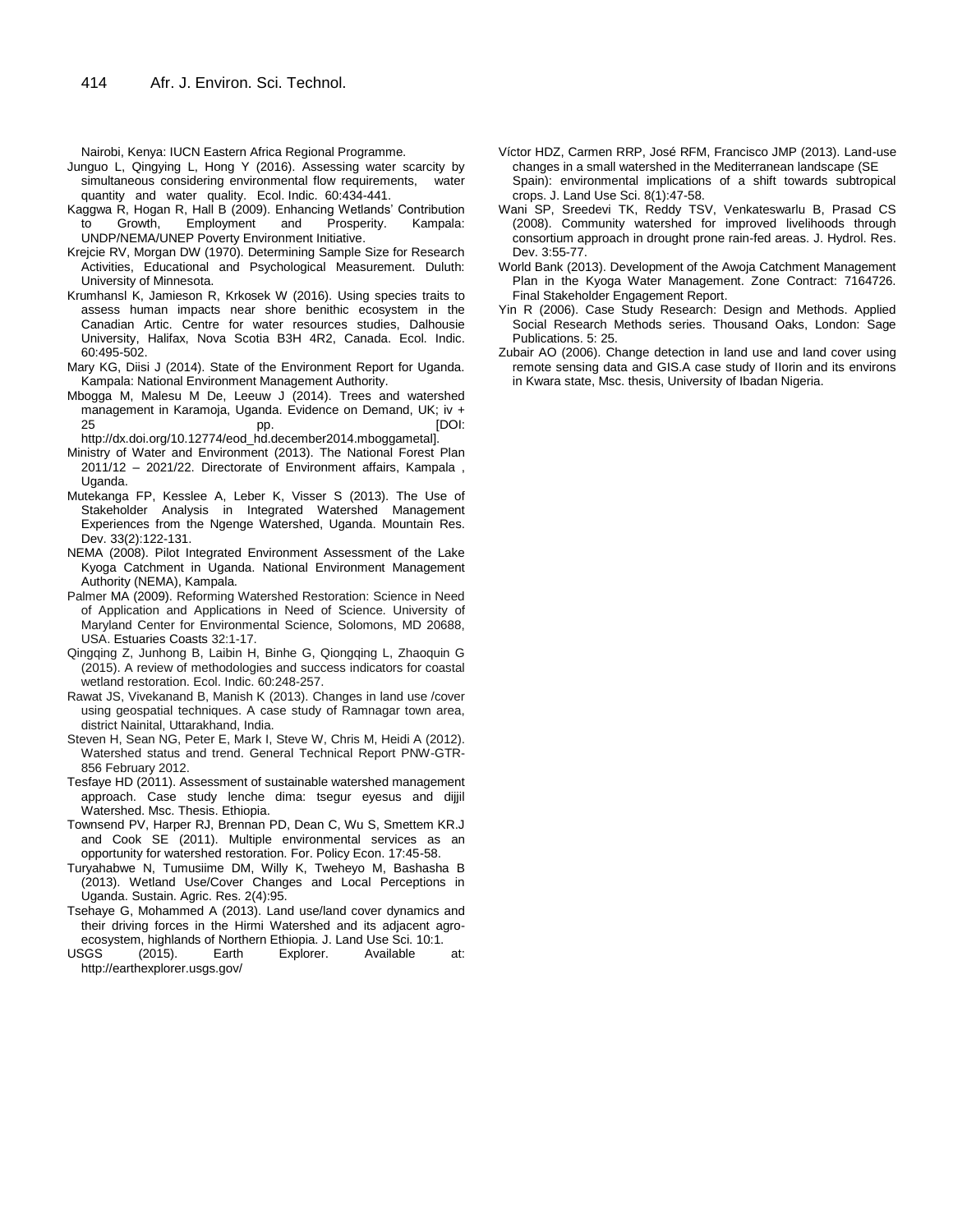Nairobi, Kenya: IUCN Eastern Africa Regional Programme.

Junguo L, Qingying L, Hong Y (2016). Assessing water scarcity by simultaneous considering environmental flow requirements, water quantity and water quality. Ecol. Indic. 60:434-441.

Kaggwa R, Hogan R, Hall B (2009). Enhancing Wetlands' Contribution to Growth, Employment and Prosperity. Kampala: UNDP/NEMA/UNEP Poverty Environment Initiative.

Krejcie RV, Morgan DW (1970). Determining Sample Size for Research Activities, Educational and Psychological Measurement. Duluth: University of Minnesota.

Krumhansl K, Jamieson R, Krkosek W (2016). Using species traits to assess human impacts near shore benithic ecosystem in the Canadian Artic. Centre for water resources studies, Dalhousie University, Halifax, Nova Scotia B3H 4R2, Canada. Ecol. Indic. 60:495-502.

Mary KG, Diisi J (2014). State of the Environment Report for Uganda. Kampala: National Environment Management Authority.

Mbogga M, Malesu M De, Leeuw J (2014). Trees and watershed management in Karamoja, Uganda. Evidence on Demand, UK; iv + 25 pp. [DOI: http://dx.doi.org/10.12774/eod_hd.december2014.mbоggametal].

Ministry of Water and Environment (2013). The National Forest Plan 2011/12 – 2021/22. Directorate of Environment affairs, Kampala , Uganda.

Mutekanga FP, Kesslee A, Leber K, Visser S (2013). The Use of Stakeholder Analysis in Integrated Watershed Management Experiences from the Ngenge Watershed, Uganda. Mountain Res. Dev. 33(2):122-131.

NEMA (2008). Pilot Integrated Environment Assessment of the Lake Kyoga Catchment in Uganda. National Environment Management Authority (NEMA), Kampala.

Palmer MA (2009). Reforming Watershed Restoration: Science in Need of Application and Applications in Need of Science. University of Maryland Center for Environmental Science, Solomons, MD 20688, USA. Estuaries Coasts 32:1-17.

Qingqing Z, Junhong B, Laibin H, Binhe G, Qiongqing L, Zhaoquin G (2015). A review of methodologies and success indicators for coastal wetland restoration. Ecol. Indic. 60:248-257.

Rawat JS, Vivekanand B, Manish K (2013). Changes in land use /cover using geospatial techniques. A case study of Ramnagar town area, district Nainital, Uttarakhand, India.

Steven H, Sean NG, Peter E, Mark I, Steve W, Chris M, Heidi A (2012). Watershed status and trend. General Technical Report PNW-GTR-856 February 2012.

Tesfaye HD (2011). Assessment of sustainable watershed management approach. Case study lenche dima: tsegur eyesus and dijjil Watershed. Msc. Thesis. Ethiopia.

Townsend PV, Harper RJ, Brennan PD, Dean C, Wu S, Smettem KR.J and Cook SE (2011). Multiple environmental services as an opportunity for watershed restoration. For. Policy Econ. 17:45-58.

Turyahabwe N, Tumusiime DM, Willy K, Tweheyo M, Bashasha B (2013). Wetland Use/Cover Changes and Local Perceptions in Uganda. Sustain. Agric. Res. 2(4):95.

Tsehaye G, Mohammed A (2013). Land use/land cover dynamics and their driving forces in the Hirmi Watershed and its adjacent agro-ecosystem, highlands of Northern Ethiopia. J. Land Use Sci. 10:1.

USGS (2015). Earth Explorer. Available at: http://earthexplorer.usgs.gov/

Víctor HDZ, Carmen RRP, José RFM, Francisco JMP (2013). Land-use changes in a small watershed in the Mediterranean landscape (SE Spain): environmental implications of a shift towards subtropical crops. J. Land Use Sci. 8(1):47-58.

Wani SP, Sreedevi TK, Reddy TSV, Venkateswarlu B, Prasad CS (2008). Community watershed for improved livelihoods through consortium approach in drought prone rain-fed areas. J. Hydrol. Res. Dev. 3:55-77.

World Bank (2013). Development of the Awoja Catchment Management Plan in the Kyoga Water Management. Zone Contract: 7164726. Final Stakeholder Engagement Report.

Yin R (2006). Case Study Research: Design and Methods. Applied Social Research Methods series. Thousand Oaks, London: Sage Publications. 5: 25.

Zubair AO (2006). Change detection in land use and land cover using remote sensing data and GIS.A case study of Ilorin and its environs in Kwara state, Msc. thesis, University of Ibadan Nigeria.